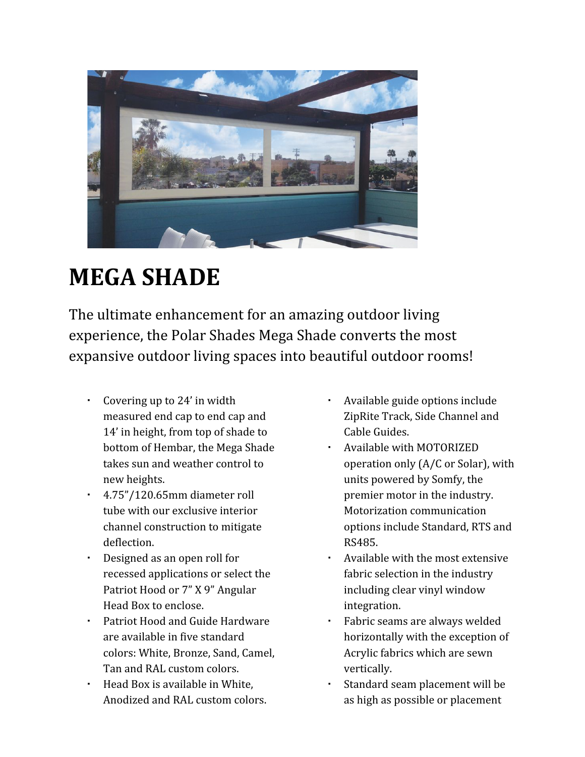# MEGA SHADE

The ultimate enhancement for an amazing outdoor living experience, the Polar Shades Mega Shade converts the most expansive outdoor living spaces into beautiful outdoor rooms!

- Covering up to 24' in width measured end cap to end cap and 14' in height, from top of shade to bottom of Hembar, the Mega Shade takes sun and weather control to new heights.
- 4.75"/120.65mm diameter roll tube with our exclusive interior channel construction to mitigate deflection.
- Designed as an open roll for recessed applications or select the Patriot Hood or 7" X 9" Angular Head Box to enclose.
- Patriot Hood and Guide Hardware are available in five standard colors: White, Bronze, Sand, Camel, Tan and RAL custom colors.
- Head Box is available in White, Anodized and RAL custom colors.
- Available guide options include ZipRite Track, Side Channel and Cable Guides.
- Available with MOTORIZED operation only (A/C or Solar), with units powered by Somfy, the premier motor in the industry. Motorization communication options include Standard, RTS and RS485.
- Available with the most extensive fabric selection in the industry including clear vinyl window integration.
- Fabric seams are always welded horizontally with the exception of Acrylic fabrics which are sewn vertically.
- Standard seam placement will be as high as possible or placement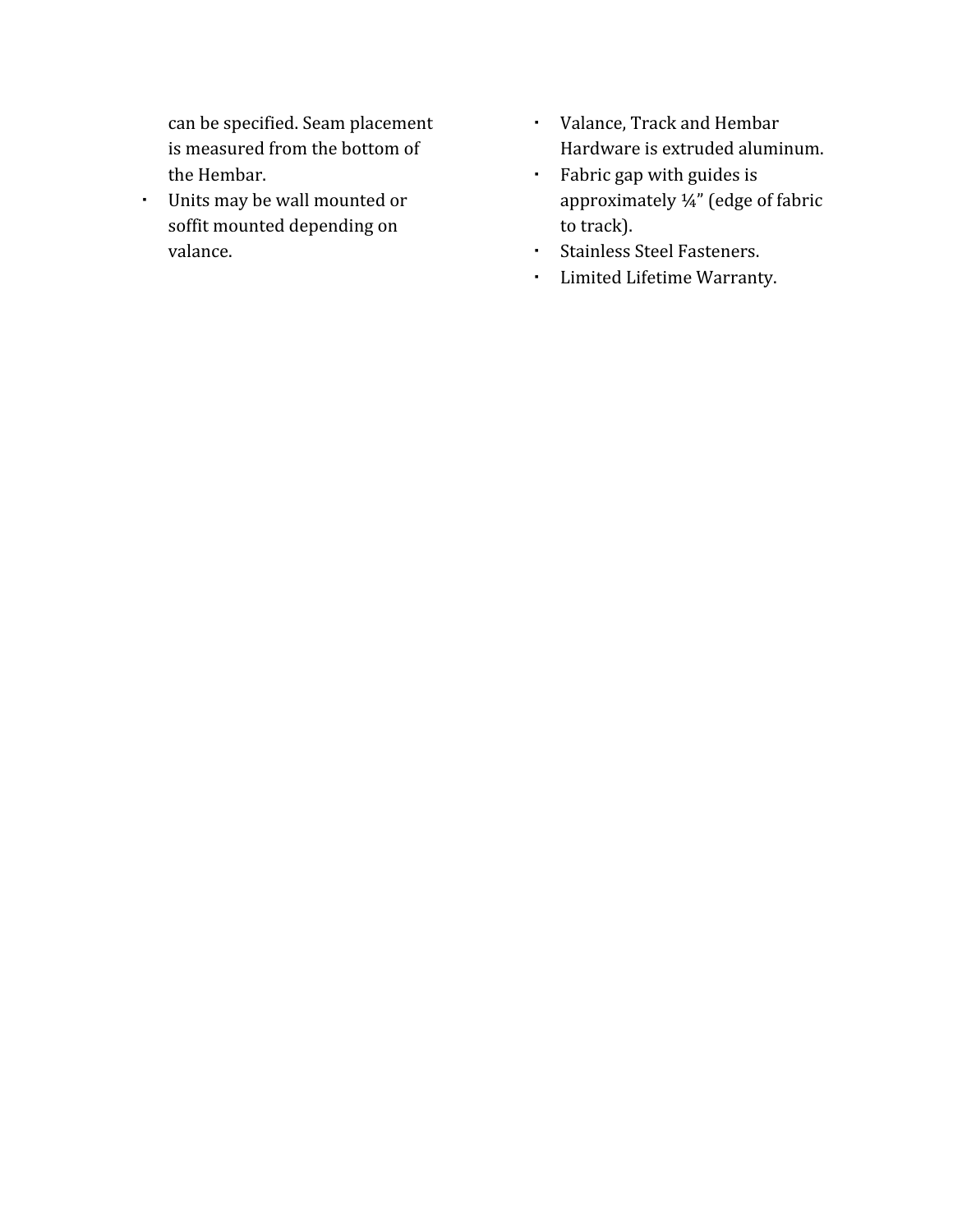can be specified. Seam placement is measured from the bottom of the Hembar.

- Units may be wall mounted or soffit mounted depending on valance.
- Valance, Track and Hembar Hardware is extruded aluminum.
- Fabric gap with guides is approximately ¼" (edge of fabric to track).
- Stainless Steel Fasteners.
- Limited Lifetime Warranty.